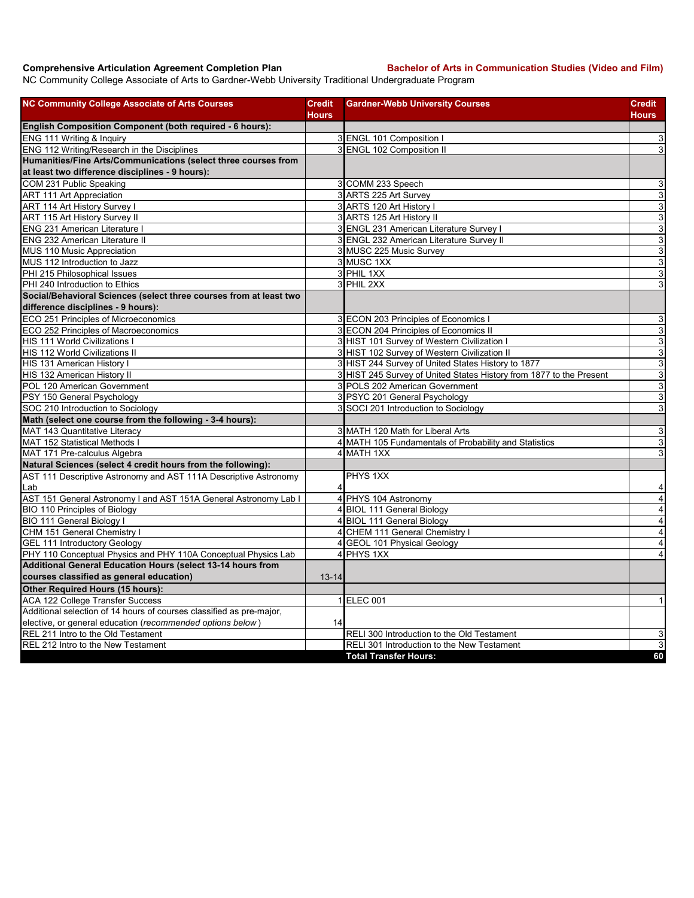**Comprehensive Articulation Agreement Completion Plan** **Bachelor of Arts in Communication Studies (Video and Film)**

NC Community College Associate of Arts to Gardner-Webb University Traditional Undergraduate Program

| NC Community College Associate of Arts Courses | Credit Hours | Gardner-Webb University Courses | Credit Hours |
|---|---|---|---|
| **English Composition Component (both required - 6 hours):** | | | |
| ENG 111 Writing & Inquiry | 3 | ENGL 101 Composition I | 3 |
| ENG 112 Writing/Research in the Disciplines | 3 | ENGL 102 Composition II | 3 |
| **Humanities/Fine Arts/Communications (select three courses from at least two difference disciplines - 9 hours):** | | | |
| COM 231 Public Speaking | 3 | COMM 233 Speech | 3 |
| ART 111 Art Appreciation | 3 | ARTS 225 Art Survey | 3 |
| ART 114 Art History Survey I | 3 | ARTS 120 Art History I | 3 |
| ART 115 Art History Survey II | 3 | ARTS 125 Art History II | 3 |
| ENG 231 American Literature I | 3 | ENGL 231 American Literature Survey I | 3 |
| ENG 232 American Literature II | 3 | ENGL 232 American Literature Survey II | 3 |
| MUS 110 Music Appreciation | 3 | MUSC 225 Music Survey | 3 |
| MUS 112 Introduction to Jazz | 3 | MUSC 1XX | 3 |
| PHI 215 Philosophical Issues | 3 | PHIL 1XX | 3 |
| PHI 240 Introduction to Ethics | 3 | PHIL 2XX | 3 |
| **Social/Behavioral Sciences (select three courses from at least two difference disciplines - 9 hours):** | | | |
| ECO 251 Principles of Microeconomics | 3 | ECON 203 Principles of Economics I | 3 |
| ECO 252 Principles of Macroeconomics | 3 | ECON 204 Principles of Economics II | 3 |
| HIS 111 World Civilizations I | 3 | HIST 101 Survey of Western Civilization I | 3 |
| HIS 112 World Civilizations II | 3 | HIST 102 Survey of Western Civilization II | 3 |
| HIS 131 American History I | 3 | HIST 244 Survey of United States History to 1877 | 3 |
| HIS 132 American History II | 3 | HIST 245 Survey of United States History from 1877 to the Present | 3 |
| POL 120 American Government | 3 | POLS 202 American Government | 3 |
| PSY 150 General Psychology | 3 | PSYC 201 General Psychology | 3 |
| SOC 210 Introduction to Sociology | 3 | SOCI 201 Introduction to Sociology | 3 |
| **Math (select one course from the following - 3-4 hours):** | | | |
| MAT 143 Quantitative Literacy | 3 | MATH 120 Math for Liberal Arts | 3 |
| MAT 152 Statistical Methods I | 4 | MATH 105 Fundamentals of Probability and Statistics | 3 |
| MAT 171 Pre-calculus Algebra | 4 | MATH 1XX | 3 |
| **Natural Sciences (select 4 credit hours from the following):** | | | |
| AST 111 Descriptive Astronomy and AST 111A Descriptive Astronomy Lab | 4 | PHYS 1XX | 4 |
| AST 151 General Astronomy I and AST 151A General Astronomy Lab I | 4 | PHYS 104 Astronomy | 4 |
| BIO 110 Principles of Biology | 4 | BIOL 111 General Biology | 4 |
| BIO 111 General Biology I | 4 | BIOL 111 General Biology | 4 |
| CHM 151 General Chemistry I | 4 | CHEM 111 General Chemistry I | 4 |
| GEL 111 Introductory Geology | 4 | GEOL 101 Physical Geology | 4 |
| PHY 110 Conceptual Physics and PHY 110A Conceptual Physics Lab | 4 | PHYS 1XX | 4 |
| **Additional General Education Hours (select 13-14 hours from courses classified as general education)** | 13-14 | | |
| **Other Required Hours (15 hours):** | | | |
| ACA 122 College Transfer Success | 1 | ELEC 001 | 1 |
| Additional selection of 14 hours of courses classified as pre-major, elective, or general education (*recommended options below*) | 14 | | |
| REL 211 Intro to the Old Testament | | RELI 300 Introduction to the Old Testament | 3 |
| REL 212 Intro to the New Testament | | RELI 301 Introduction to the New Testament | 3 |
| | | **Total Transfer Hours:** | **60** |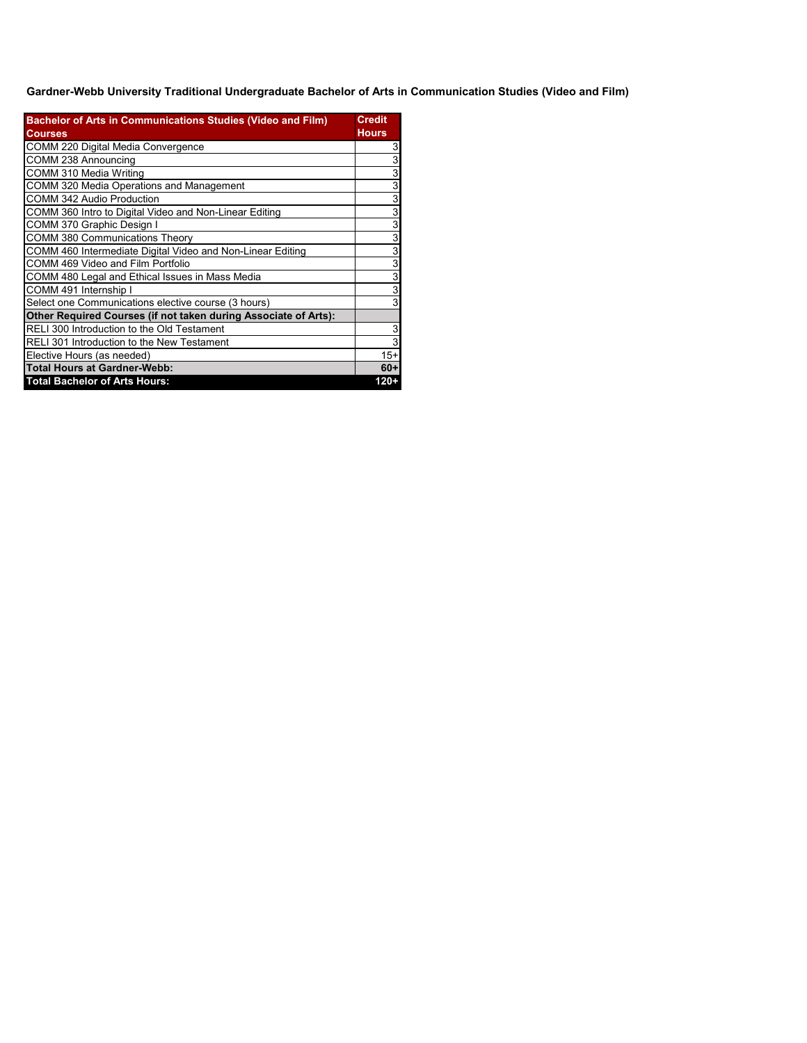**Gardner-Webb University Traditional Undergraduate Bachelor of Arts in Communication Studies (Video and Film)**

| Bachelor of Arts in Communications Studies (Video and Film) Courses | Credit Hours |
|---|---|
| COMM 220 Digital Media Convergence | 3 |
| COMM 238 Announcing | 3 |
| COMM 310 Media Writing | 3 |
| COMM 320 Media Operations and Management | 3 |
| COMM 342 Audio Production | 3 |
| COMM 360 Intro to Digital Video and Non-Linear Editing | 3 |
| COMM 370 Graphic Design I | 3 |
| COMM 380 Communications Theory | 3 |
| COMM 460 Intermediate Digital Video and Non-Linear Editing | 3 |
| COMM 469 Video and Film Portfolio | 3 |
| COMM 480 Legal and Ethical Issues in Mass Media | 3 |
| COMM 491 Internship I | 3 |
| Select one Communications elective course (3 hours) | 3 |
| **Other Required Courses (if not taken during Associate of Arts):** | |
| RELI 300 Introduction to the Old Testament | 3 |
| RELI 301 Introduction to the New Testament | 3 |
| Elective Hours (as needed) | 15+ |
| **Total Hours at Gardner-Webb:** | **60+** |
| **Total Bachelor of Arts Hours:** | **120+** |